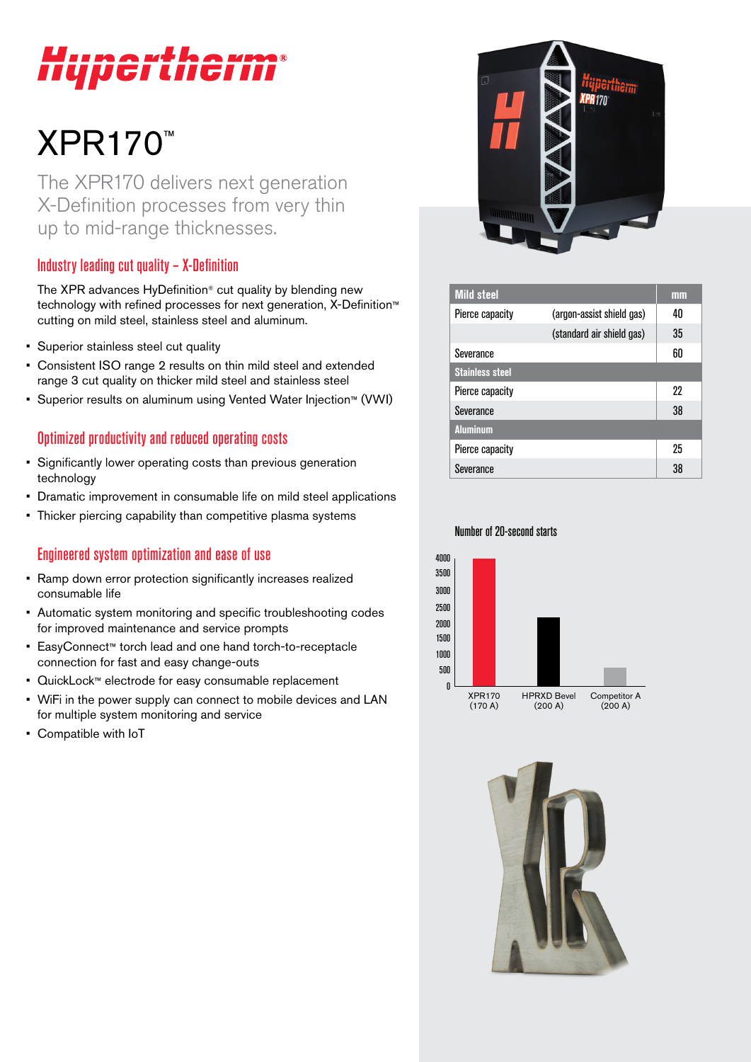Hypertherm®

# XPR170™

The XPR170 delivers next generation X-Definition processes from very thin up to mid-range thicknesses.

## Industry leading cut quality – X-Definition

The XPR advances HyDefinition® cut quality by blending new technology with refined processes for next generation, X-Definition™ cutting on mild steel, stainless steel and aluminum.

- Superior stainless steel cut quality
- Consistent ISO range 2 results on thin mild steel and extended range 3 cut quality on thicker mild steel and stainless steel
- Superior results on aluminum using Vented Water Injection™ (VWI)

## Optimized productivity and reduced operating costs

- Significantly lower operating costs than previous generation technology
- Dramatic improvement in consumable life on mild steel applications
- Thicker piercing capability than competitive plasma systems

## Engineered system optimization and ease of use

- Ramp down error protection significantly increases realized consumable life
- Automatic system monitoring and specific troubleshooting codes for improved maintenance and service prompts
- EasyConnect™ torch lead and one hand torch-to-receptacle connection for fast and easy change-outs
- QuickLock™ electrode for easy consumable replacement
- WiFi in the power supply can connect to mobile devices and LAN for multiple system monitoring and service
- Compatible with IoT

| Mild steel | | mm |
|---|---|---|
| Pierce capacity | (argon-assist shield gas) | 40 |
| | (standard air shield gas) | 35 |
| Severance | | 60 |
| **Stainless steel** | | |
| Pierce capacity | | 22 |
| Severance | | 38 |
| **Aluminum** | | |
| Pierce capacity | | 25 |
| Severance | | 38 |

Number of 20-second starts

| System | Number of 20-second starts (approx.) |
|---|---|
| XPR170 (170 A) | ~4000 |
| HPRXD Bevel (200 A) | ~2200 |
| Competitor A (200 A) | ~600 |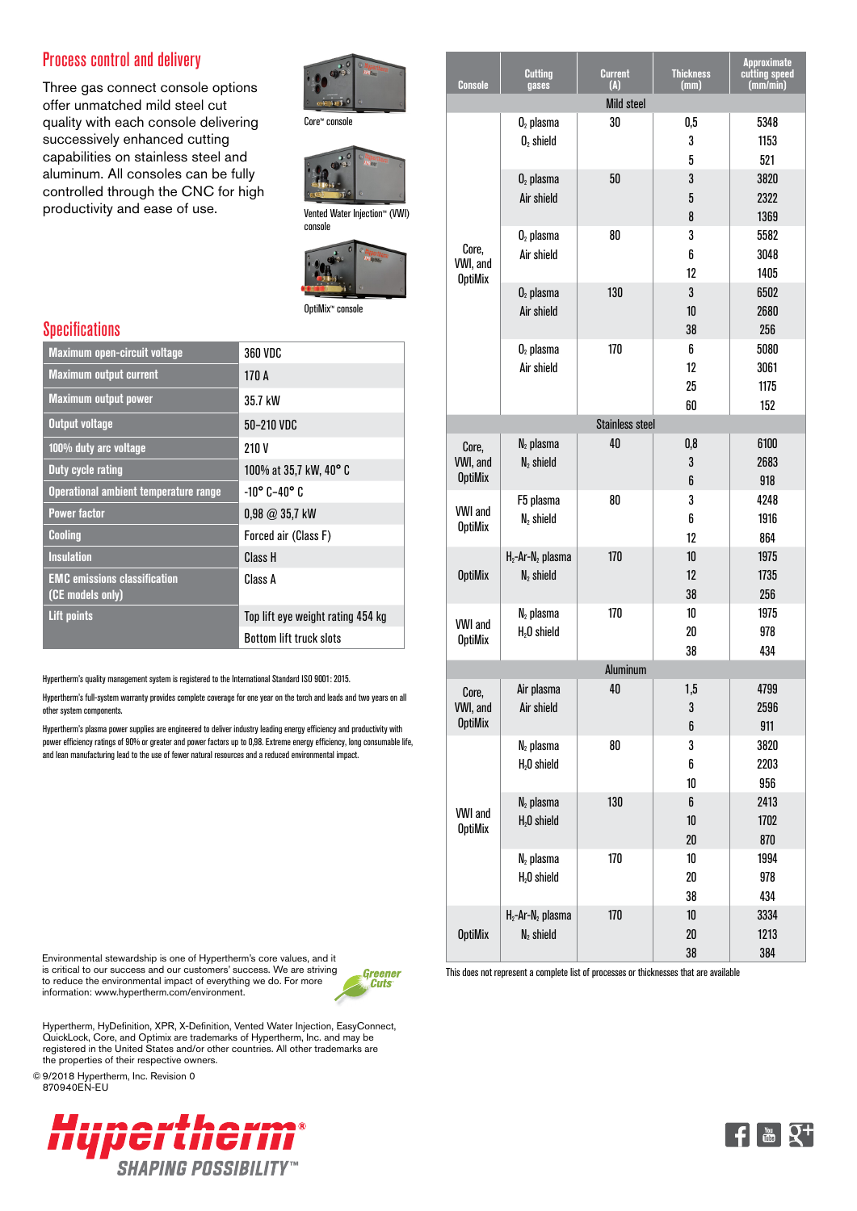## Process control and delivery

Three gas connect console options offer unmatched mild steel cut quality with each console delivering successively enhanced cutting capabilities on stainless steel and aluminum. All consoles can be fully controlled through the CNC for high productivity and ease of use.

Core™ console

Vented Water Injection™ (VWI) console

OptiMix™ console

## Specifications

| | |
|---|---|
| Maximum open-circuit voltage | 360 VDC |
| Maximum output current | 170 A |
| Maximum output power | 35.7 kW |
| Output voltage | 50–210 VDC |
| 100% duty arc voltage | 210 V |
| Duty cycle rating | 100% at 35,7 kW, 40° C |
| Operational ambient temperature range | -10° C–40° C |
| Power factor | 0,98 @ 35,7 kW |
| Cooling | Forced air (Class F) |
| Insulation | Class H |
| EMC emissions classification (CE models only) | Class A |
| Lift points | Top lift eye weight rating 454 kg |
| | Bottom lift truck slots |

Hypertherm's quality management system is registered to the International Standard ISO 9001: 2015.

Hypertherm's full-system warranty provides complete coverage for one year on the torch and leads and two years on all other system components.

Hypertherm's plasma power supplies are engineered to deliver industry leading energy efficiency and productivity with power efficiency ratings of 90% or greater and power factors up to 0,98. Extreme energy efficiency, long consumable life, and lean manufacturing lead to the use of fewer natural resources and a reduced environmental impact.

| Console | Cutting gases | Current (A) | Thickness (mm) | Approximate cutting speed (mm/min) |
|---|---|---|---|---|
| **Mild steel** | | | | |
| Core, VWI, and OptiMix | $O_2$ plasma / $O_2$ shield | 30 | 0,5 | 5348 |
| | | | 3 | 1153 |
| | | | 5 | 521 |
| | $O_2$ plasma / Air shield | 50 | 3 | 3820 |
| | | | 5 | 2322 |
| | | | 8 | 1369 |
| | $O_2$ plasma / Air shield | 80 | 3 | 5582 |
| | | | 6 | 3048 |
| | | | 12 | 1405 |
| | $O_2$ plasma / Air shield | 130 | 3 | 6502 |
| | | | 10 | 2680 |
| | | | 38 | 256 |
| | $O_2$ plasma / Air shield | 170 | 6 | 5080 |
| | | | 12 | 3061 |
| | | | 25 | 1175 |
| | | | 60 | 152 |
| **Stainless steel** | | | | |
| Core, VWI, and OptiMix | $N_2$ plasma / $N_2$ shield | 40 | 0,8 | 6100 |
| | | | 3 | 2683 |
| | | | 6 | 918 |
| VWI and OptiMix | F5 plasma / $N_2$ shield | 80 | 3 | 4248 |
| | | | 6 | 1916 |
| | | | 12 | 864 |
| OptiMix | $H_2$-Ar-$N_2$ plasma / $N_2$ shield | 170 | 10 | 1975 |
| | | | 12 | 1735 |
| | | | 38 | 256 |
| VWI and OptiMix | $N_2$ plasma / $H_2O$ shield | 170 | 10 | 1975 |
| | | | 20 | 978 |
| | | | 38 | 434 |
| **Aluminum** | | | | |
| Core, VWI, and OptiMix | Air plasma / Air shield | 40 | 1,5 | 4799 |
| | | | 3 | 2596 |
| | | | 6 | 911 |
| VWI and OptiMix | $N_2$ plasma / $H_2O$ shield | 80 | 3 | 3820 |
| | | | 6 | 2203 |
| | | | 10 | 956 |
| | $N_2$ plasma / $H_2O$ shield | 130 | 6 | 2413 |
| | | | 10 | 1702 |
| | | | 20 | 870 |
| | $N_2$ plasma / $H_2O$ shield | 170 | 10 | 1994 |
| | | | 20 | 978 |
| | | | 38 | 434 |
| OptiMix | $H_2$-Ar-$N_2$ plasma / $N_2$ shield | 170 | 10 | 3334 |
| | | | 20 | 1213 |
| | | | 38 | 384 |

This does not represent a complete list of processes or thicknesses that are available

Environmental stewardship is one of Hypertherm's core values, and it is critical to our success and our customers' success. We are striving to reduce the environmental impact of everything we do. For more information: www.hypertherm.com/environment.

Greener Cuts

Hypertherm, HyDefinition, XPR, X-Definition, Vented Water Injection, EasyConnect, QuickLock, Core, and Optimix are trademarks of Hypertherm, Inc. and may be registered in the United States and/or other countries. All other trademarks are the properties of their respective owners.

© 9/2018 Hypertherm, Inc. Revision 0
870940EN-EU

Hypertherm®
SHAPING POSSIBILITY™